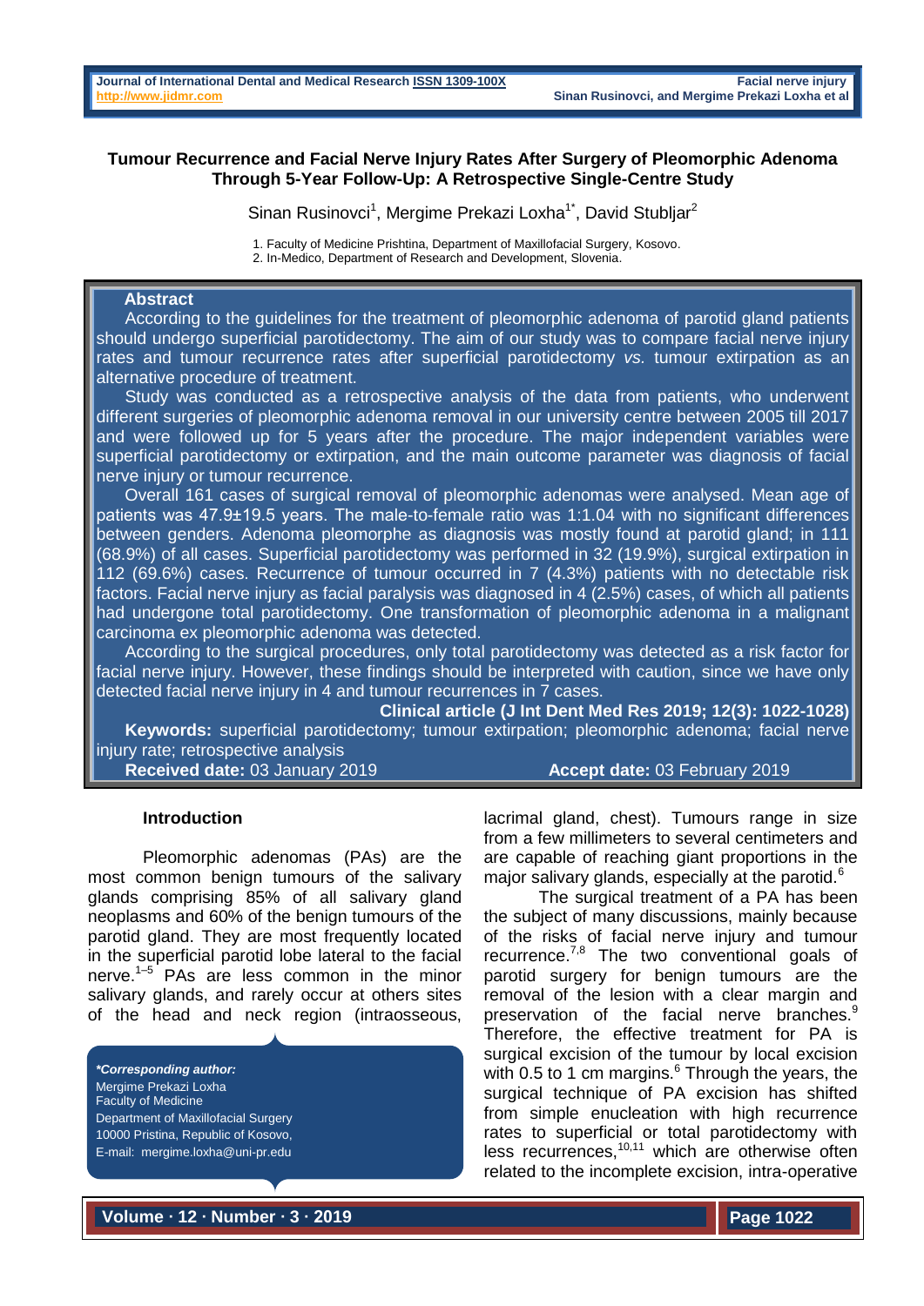# Tumour Recurrence and Facial Nerve Injury Rates After Surgery of Pleomorphic Adenoma Through 5-Year Follow-Up: A Retrospective Single-Centre Study

Sinan Rusinovci[1], Mergime Prekazi Loxha[1*], David Stubljar[2]

1. Faculty of Medicine Prishtina, Department of Maxillofacial Surgery, Kosovo.
2. In-Medico, Department of Research and Development, Slovenia.

## Abstract

According to the guidelines for the treatment of pleomorphic adenoma of parotid gland patients should undergo superficial parotidectomy. The aim of our study was to compare facial nerve injury rates and tumour recurrence rates after superficial parotidectomy *vs.* tumour extirpation as an alternative procedure of treatment.

Study was conducted as a retrospective analysis of the data from patients, who underwent different surgeries of pleomorphic adenoma removal in our university centre between 2005 till 2017 and were followed up for 5 years after the procedure. The major independent variables were superficial parotidectomy or extirpation, and the main outcome parameter was diagnosis of facial nerve injury or tumour recurrence.

Overall 161 cases of surgical removal of pleomorphic adenomas were analysed. Mean age of patients was 47.9±19.5 years. The male-to-female ratio was 1:1.04 with no significant differences between genders. Adenoma pleomorphe as diagnosis was mostly found at parotid gland; in 111 (68.9%) of all cases. Superficial parotidectomy was performed in 32 (19.9%), surgical extirpation in 112 (69.6%) cases. Recurrence of tumour occurred in 7 (4.3%) patients with no detectable risk factors. Facial nerve injury as facial paralysis was diagnosed in 4 (2.5%) cases, of which all patients had undergone total parotidectomy. One transformation of pleomorphic adenoma in a malignant carcinoma ex pleomorphic adenoma was detected.

According to the surgical procedures, only total parotidectomy was detected as a risk factor for facial nerve injury. However, these findings should be interpreted with caution, since we have only detected facial nerve injury in 4 and tumour recurrences in 7 cases.

**Clinical article (J Int Dent Med Res 2019; 12(3): 1022-1028)**

**Keywords:** superficial parotidectomy; tumour extirpation; pleomorphic adenoma; facial nerve injury rate; retrospective analysis

**Received date:** 03 January 2019 **Accept date:** 03 February 2019

## Introduction

Pleomorphic adenomas (PAs) are the most common benign tumours of the salivary glands comprising 85% of all salivary gland neoplasms and 60% of the benign tumours of the parotid gland. They are most frequently located in the superficial parotid lobe lateral to the facial nerve.[1–5] PAs are less common in the minor salivary glands, and rarely occur at others sites of the head and neck region (intraosseous, lacrimal gland, chest). Tumours range in size from a few millimeters to several centimeters and are capable of reaching giant proportions in the major salivary glands, especially at the parotid.[6]

The surgical treatment of a PA has been the subject of many discussions, mainly because of the risks of facial nerve injury and tumour recurrence.[7,8] The two conventional goals of parotid surgery for benign tumours are the removal of the lesion with a clear margin and preservation of the facial nerve branches.[9] Therefore, the effective treatment for PA is surgical excision of the tumour by local excision with 0.5 to 1 cm margins.[6] Through the years, the surgical technique of PA excision has shifted from simple enucleation with high recurrence rates to superficial or total parotidectomy with less recurrences,[10,11] which are otherwise often related to the incomplete excision, intra-operative

*Corresponding author:
Mergime Prekazi Loxha
Faculty of Medicine
Department of Maxillofacial Surgery
10000 Pristina, Republic of Kosovo,
E-mail: mergime.loxha@uni-pr.edu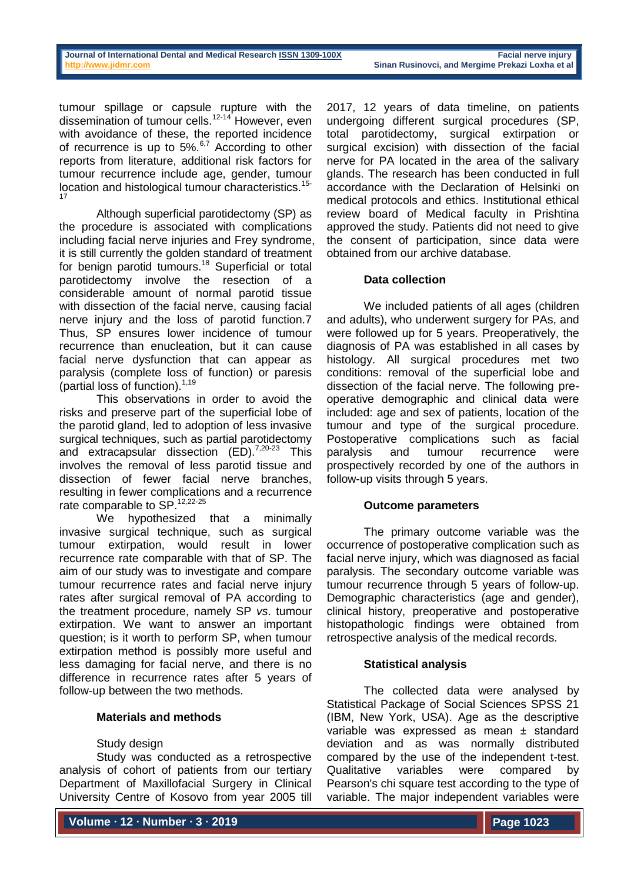tumour spillage or capsule rupture with the dissemination of tumour cells.[12-14] However, even with avoidance of these, the reported incidence of recurrence is up to 5%.[6,7] According to other reports from literature, additional risk factors for tumour recurrence include age, gender, tumour location and histological tumour characteristics.[15-17]

Although superficial parotidectomy (SP) as the procedure is associated with complications including facial nerve injuries and Frey syndrome, it is still currently the golden standard of treatment for benign parotid tumours.[18] Superficial or total parotidectomy involve the resection of a considerable amount of normal parotid tissue with dissection of the facial nerve, causing facial nerve injury and the loss of parotid function.7 Thus, SP ensures lower incidence of tumour recurrence than enucleation, but it can cause facial nerve dysfunction that can appear as paralysis (complete loss of function) or paresis (partial loss of function).[1,19]

This observations in order to avoid the risks and preserve part of the superficial lobe of the parotid gland, led to adoption of less invasive surgical techniques, such as partial parotidectomy and extracapsular dissection (ED).[7,20-23] This involves the removal of less parotid tissue and dissection of fewer facial nerve branches, resulting in fewer complications and a recurrence rate comparable to SP.[12,22-25]

We hypothesized that a minimally invasive surgical technique, such as surgical tumour extirpation, would result in lower recurrence rate comparable with that of SP. The aim of our study was to investigate and compare tumour recurrence rates and facial nerve injury rates after surgical removal of PA according to the treatment procedure, namely SP *vs*. tumour extirpation. We want to answer an important question; is it worth to perform SP, when tumour extirpation method is possibly more useful and less damaging for facial nerve, and there is no difference in recurrence rates after 5 years of follow-up between the two methods.

## Materials and methods

Study design

Study was conducted as a retrospective analysis of cohort of patients from our tertiary Department of Maxillofacial Surgery in Clinical University Centre of Kosovo from year 2005 till 2017, 12 years of data timeline, on patients undergoing different surgical procedures (SP, total parotidectomy, surgical extirpation or surgical excision) with dissection of the facial nerve for PA located in the area of the salivary glands. The research has been conducted in full accordance with the Declaration of Helsinki on medical protocols and ethics. Institutional ethical review board of Medical faculty in Prishtina approved the study. Patients did not need to give the consent of participation, since data were obtained from our archive database.

### Data collection

We included patients of all ages (children and adults), who underwent surgery for PAs, and were followed up for 5 years. Preoperatively, the diagnosis of PA was established in all cases by histology. All surgical procedures met two conditions: removal of the superficial lobe and dissection of the facial nerve. The following pre-operative demographic and clinical data were included: age and sex of patients, location of the tumour and type of the surgical procedure. Postoperative complications such as facial paralysis and tumour recurrence were prospectively recorded by one of the authors in follow-up visits through 5 years.

### Outcome parameters

The primary outcome variable was the occurrence of postoperative complication such as facial nerve injury, which was diagnosed as facial paralysis. The secondary outcome variable was tumour recurrence through 5 years of follow-up. Demographic characteristics (age and gender), clinical history, preoperative and postoperative histopathologic findings were obtained from retrospective analysis of the medical records.

### Statistical analysis

The collected data were analysed by Statistical Package of Social Sciences SPSS 21 (IBM, New York, USA). Age as the descriptive variable was expressed as mean ± standard deviation and as was normally distributed compared by the use of the independent t-test. Qualitative variables were compared by Pearson's chi square test according to the type of variable. The major independent variables were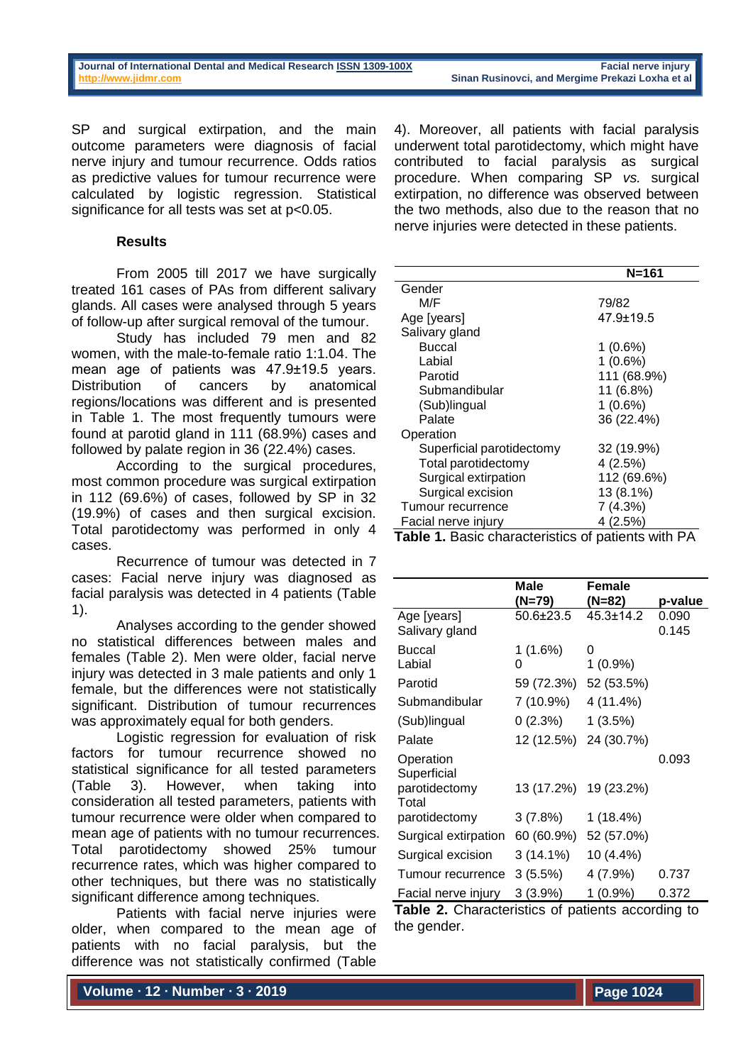SP and surgical extirpation, and the main outcome parameters were diagnosis of facial nerve injury and tumour recurrence. Odds ratios as predictive values for tumour recurrence were calculated by logistic regression. Statistical significance for all tests was set at $p<0.05$.

### Results

From 2005 till 2017 we have surgically treated 161 cases of PAs from different salivary glands. All cases were analysed through 5 years of follow-up after surgical removal of the tumour.

Study has included 79 men and 82 women, with the male-to-female ratio 1:1.04. The mean age of patients was 47.9±19.5 years. Distribution of cancers by anatomical regions/locations was different and is presented in Table 1. The most frequently tumours were found at parotid gland in 111 (68.9%) cases and followed by palate region in 36 (22.4%) cases.

According to the surgical procedures, most common procedure was surgical extirpation in 112 (69.6%) of cases, followed by SP in 32 (19.9%) of cases and then surgical excision. Total parotidectomy was performed in only 4 cases.

Recurrence of tumour was detected in 7 cases: Facial nerve injury was diagnosed as facial paralysis was detected in 4 patients (Table 1).

Analyses according to the gender showed no statistical differences between males and females (Table 2). Men were older, facial nerve injury was detected in 3 male patients and only 1 female, but the differences were not statistically significant. Distribution of tumour recurrences was approximately equal for both genders.

Logistic regression for evaluation of risk factors for tumour recurrence showed no statistical significance for all tested parameters (Table 3). However, when taking into consideration all tested parameters, patients with tumour recurrence were older when compared to mean age of patients with no tumour recurrences. Total parotidectomy showed 25% tumour recurrence rates, which was higher compared to other techniques, but there was no statistically significant difference among techniques.

Patients with facial nerve injuries were older, when compared to the mean age of patients with no facial paralysis, but the difference was not statistically confirmed (Table 4). Moreover, all patients with facial paralysis underwent total parotidectomy, which might have contributed to facial paralysis as surgical procedure. When comparing SP *vs.* surgical extirpation, no difference was observed between the two methods, also due to the reason that no nerve injuries were detected in these patients.

| | N=161 |
|---|---|
| Gender | |
| M/F | 79/82 |
| Age [years] | 47.9±19.5 |
| Salivary gland | |
| Buccal | 1 (0.6%) |
| Labial | 1 (0.6%) |
| Parotid | 111 (68.9%) |
| Submandibular | 11 (6.8%) |
| (Sub)lingual | 1 (0.6%) |
| Palate | 36 (22.4%) |
| Operation | |
| Superficial parotidectomy | 32 (19.9%) |
| Total parotidectomy | 4 (2.5%) |
| Surgical extirpation | 112 (69.6%) |
| Surgical excision | 13 (8.1%) |
| Tumour recurrence | 7 (4.3%) |
| Facial nerve injury | 4 (2.5%) |

**Table 1.** Basic characteristics of patients with PA

| | Male (N=79) | Female (N=82) | p-value |
|---|---|---|---|
| Age [years] | 50.6±23.5 | 45.3±14.2 | 0.090 |
| Salivary gland | | | 0.145 |
| Buccal | 1 (1.6%) | 0 | |
| Labial | 0 | 1 (0.9%) | |
| Parotid | 59 (72.3%) | 52 (53.5%) | |
| Submandibular | 7 (10.9%) | 4 (11.4%) | |
| (Sub)lingual | 0 (2.3%) | 1 (3.5%) | |
| Palate | 12 (12.5%) | 24 (30.7%) | |
| Operation | | | 0.093 |
| Superficial parotidectomy | 13 (17.2%) | 19 (23.2%) | |
| Total parotidectomy | 3 (7.8%) | 1 (18.4%) | |
| Surgical extirpation | 60 (60.9%) | 52 (57.0%) | |
| Surgical excision | 3 (14.1%) | 10 (4.4%) | |
| Tumour recurrence | 3 (5.5%) | 4 (7.9%) | 0.737 |
| Facial nerve injury | 3 (3.9%) | 1 (0.9%) | 0.372 |

**Table 2.** Characteristics of patients according to the gender.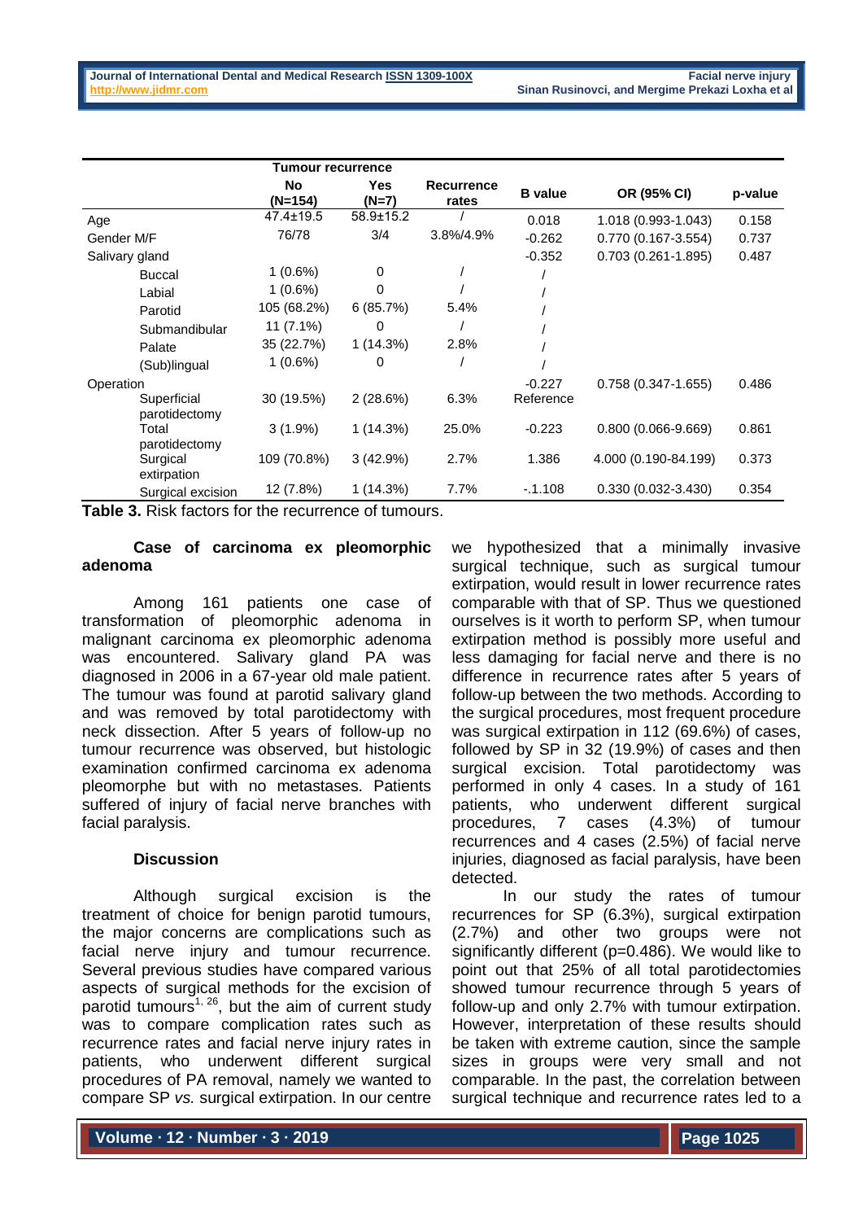| | Tumour recurrence | | | | | |
|---|---|---|---|---|---|---|
| | No (N=154) | Yes (N=7) | Recurrence rates | B value | OR (95% CI) | p-value |
| Age | 47.4±19.5 | 58.9±15.2 | / | 0.018 | 1.018 (0.993-1.043) | 0.158 |
| Gender M/F | 76/78 | 3/4 | 3.8%/4.9% | -0.262 | 0.770 (0.167-3.554) | 0.737 |
| Salivary gland | | | | -0.352 | 0.703 (0.261-1.895) | 0.487 |
| Buccal | 1 (0.6%) | 0 | / | / | | |
| Labial | 1 (0.6%) | 0 | / | / | | |
| Parotid | 105 (68.2%) | 6 (85.7%) | 5.4% | / | | |
| Submandibular | 11 (7.1%) | 0 | / | / | | |
| Palate | 35 (22.7%) | 1 (14.3%) | 2.8% | / | | |
| (Sub)lingual | 1 (0.6%) | 0 | / | / | | |
| Operation | | | | -0.227 | 0.758 (0.347-1.655) | 0.486 |
| Superficial parotidectomy | 30 (19.5%) | 2 (28.6%) | 6.3% | Reference | | |
| Total parotidectomy | 3 (1.9%) | 1 (14.3%) | 25.0% | -0.223 | 0.800 (0.066-9.669) | 0.861 |
| Surgical extirpation | 109 (70.8%) | 3 (42.9%) | 2.7% | 1.386 | 4.000 (0.190-84.199) | 0.373 |
| Surgical excision | 12 (7.8%) | 1 (14.3%) | 7.7% | -.1.108 | 0.330 (0.032-3.430) | 0.354 |

**Table 3.** Risk factors for the recurrence of tumours.

### Case of carcinoma ex pleomorphic adenoma

Among 161 patients one case of transformation of pleomorphic adenoma in malignant carcinoma ex pleomorphic adenoma was encountered. Salivary gland PA was diagnosed in 2006 in a 67-year old male patient. The tumour was found at parotid salivary gland and was removed by total parotidectomy with neck dissection. After 5 years of follow-up no tumour recurrence was observed, but histologic examination confirmed carcinoma ex adenoma pleomorphe but with no metastases. Patients suffered of injury of facial nerve branches with facial paralysis.

### Discussion

Although surgical excision is the treatment of choice for benign parotid tumours, the major concerns are complications such as facial nerve injury and tumour recurrence. Several previous studies have compared various aspects of surgical methods for the excision of parotid tumours[1, 26], but the aim of current study was to compare complication rates such as recurrence rates and facial nerve injury rates in patients, who underwent different surgical procedures of PA removal, namely we wanted to compare SP *vs.* surgical extirpation. In our centre we hypothesized that a minimally invasive surgical technique, such as surgical tumour extirpation, would result in lower recurrence rates comparable with that of SP. Thus we questioned ourselves is it worth to perform SP, when tumour extirpation method is possibly more useful and less damaging for facial nerve and there is no difference in recurrence rates after 5 years of follow-up between the two methods. According to the surgical procedures, most frequent procedure was surgical extirpation in 112 (69.6%) of cases, followed by SP in 32 (19.9%) of cases and then surgical excision. Total parotidectomy was performed in only 4 cases. In a study of 161 patients, who underwent different surgical procedures, 7 cases (4.3%) of tumour recurrences and 4 cases (2.5%) of facial nerve injuries, diagnosed as facial paralysis, have been detected.

In our study the rates of tumour recurrences for SP (6.3%), surgical extirpation (2.7%) and other two groups were not significantly different (p=0.486). We would like to point out that 25% of all total parotidectomies showed tumour recurrence through 5 years of follow-up and only 2.7% with tumour extirpation. However, interpretation of these results should be taken with extreme caution, since the sample sizes in groups were very small and not comparable. In the past, the correlation between surgical technique and recurrence rates led to a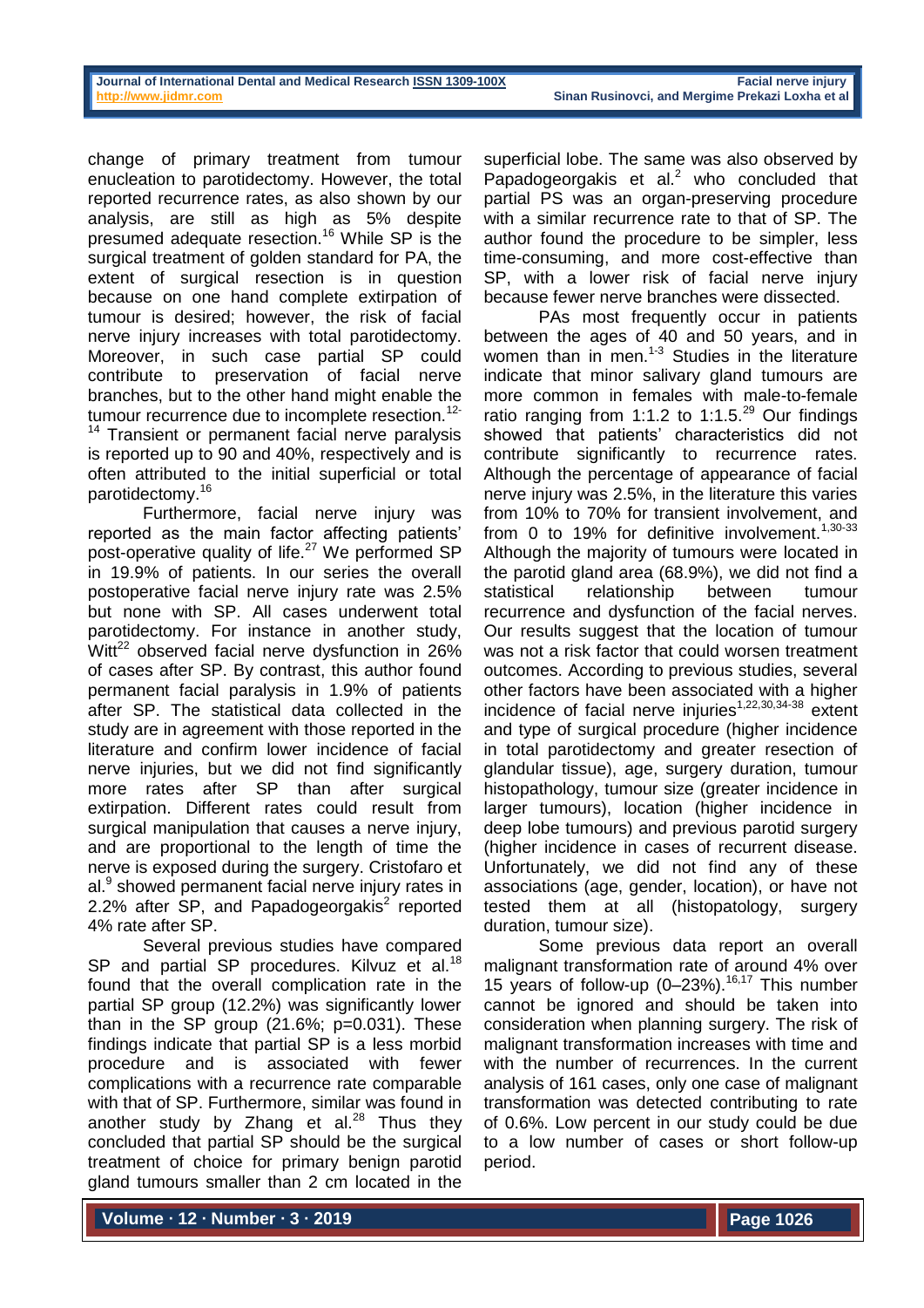change of primary treatment from tumour enucleation to parotidectomy. However, the total reported recurrence rates, as also shown by our analysis, are still as high as 5% despite presumed adequate resection.[16] While SP is the surgical treatment of golden standard for PA, the extent of surgical resection is in question because on one hand complete extirpation of tumour is desired; however, the risk of facial nerve injury increases with total parotidectomy. Moreover, in such case partial SP could contribute to preservation of facial nerve branches, but to the other hand might enable the tumour recurrence due to incomplete resection.[12-14] Transient or permanent facial nerve paralysis is reported up to 90 and 40%, respectively and is often attributed to the initial superficial or total parotidectomy.[16]

Furthermore, facial nerve injury was reported as the main factor affecting patients' post-operative quality of life.[27] We performed SP in 19.9% of patients. In our series the overall postoperative facial nerve injury rate was 2.5% but none with SP. All cases underwent total parotidectomy. For instance in another study, Witt[22] observed facial nerve dysfunction in 26% of cases after SP. By contrast, this author found permanent facial paralysis in 1.9% of patients after SP. The statistical data collected in the study are in agreement with those reported in the literature and confirm lower incidence of facial nerve injuries, but we did not find significantly more rates after SP than after surgical extirpation. Different rates could result from surgical manipulation that causes a nerve injury, and are proportional to the length of time the nerve is exposed during the surgery. Cristofaro et al.[9] showed permanent facial nerve injury rates in 2.2% after SP, and Papadogeorgakis[2] reported 4% rate after SP.

Several previous studies have compared SP and partial SP procedures. Kilvuz et al.[18] found that the overall complication rate in the partial SP group (12.2%) was significantly lower than in the SP group (21.6%; p=0.031). These findings indicate that partial SP is a less morbid procedure and is associated with fewer complications with a recurrence rate comparable with that of SP. Furthermore, similar was found in another study by Zhang et al.[28] Thus they concluded that partial SP should be the surgical treatment of choice for primary benign parotid gland tumours smaller than 2 cm located in the superficial lobe. The same was also observed by Papadogeorgakis et al.[2] who concluded that partial PS was an organ-preserving procedure with a similar recurrence rate to that of SP. The author found the procedure to be simpler, less time-consuming, and more cost-effective than SP, with a lower risk of facial nerve injury because fewer nerve branches were dissected.

PAs most frequently occur in patients between the ages of 40 and 50 years, and in women than in men.[1-3] Studies in the literature indicate that minor salivary gland tumours are more common in females with male-to-female ratio ranging from 1:1.2 to 1:1.5.[29] Our findings showed that patients' characteristics did not contribute significantly to recurrence rates. Although the percentage of appearance of facial nerve injury was 2.5%, in the literature this varies from 10% to 70% for transient involvement, and from 0 to 19% for definitive involvement.[1,30-33] Although the majority of tumours were located in the parotid gland area (68.9%), we did not find a statistical relationship between tumour recurrence and dysfunction of the facial nerves. Our results suggest that the location of tumour was not a risk factor that could worsen treatment outcomes. According to previous studies, several other factors have been associated with a higher incidence of facial nerve injuries[1,22,30,34-38] extent and type of surgical procedure (higher incidence in total parotidectomy and greater resection of glandular tissue), age, surgery duration, tumour histopathology, tumour size (greater incidence in larger tumours), location (higher incidence in deep lobe tumours) and previous parotid surgery (higher incidence in cases of recurrent disease. Unfortunately, we did not find any of these associations (age, gender, location), or have not tested them at all (histopatology, surgery duration, tumour size).

Some previous data report an overall malignant transformation rate of around 4% over 15 years of follow-up (0–23%).[16,17] This number cannot be ignored and should be taken into consideration when planning surgery. The risk of malignant transformation increases with time and with the number of recurrences. In the current analysis of 161 cases, only one case of malignant transformation was detected contributing to rate of 0.6%. Low percent in our study could be due to a low number of cases or short follow-up period.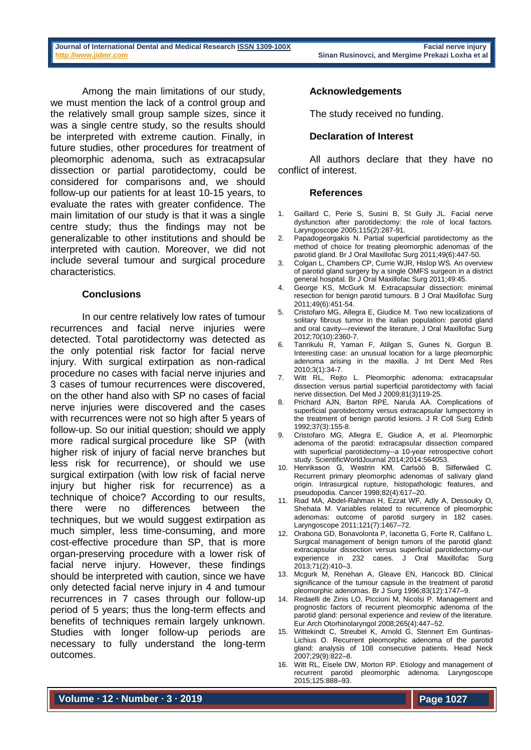Among the main limitations of our study, we must mention the lack of a control group and the relatively small group sample sizes, since it was a single centre study, so the results should be interpreted with extreme caution. Finally, in future studies, other procedures for treatment of pleomorphic adenoma, such as extracapsular dissection or partial parotidectomy, could be considered for comparisons and, we should follow-up our patients for at least 10-15 years, to evaluate the rates with greater confidence. The main limitation of our study is that it was a single centre study; thus the findings may not be generalizable to other institutions and should be interpreted with caution. Moreover, we did not include several tumour and surgical procedure characteristics.

## Conclusions

In our centre relatively low rates of tumour recurrences and facial nerve injuries were detected. Total parotidectomy was detected as the only potential risk factor for facial nerve injury. With surgical extirpation as non-radical procedure no cases with facial nerve injuries and 3 cases of tumour recurrences were discovered, on the other hand also with SP no cases of facial nerve injuries were discovered and the cases with recurrences were not so high after 5 years of follow-up. So our initial question; should we apply more radical surgical procedure like SP (with higher risk of injury of facial nerve branches but less risk for recurrence), or should we use surgical extirpation (with low risk of facial nerve injury but higher risk for recurrence) as a technique of choice? According to our results, there were no differences between the techniques, but we would suggest extirpation as much simpler, less time-consuming, and more cost-effective procedure than SP, that is more organ-preserving procedure with a lower risk of facial nerve injury. However, these findings should be interpreted with caution, since we have only detected facial nerve injury in 4 and tumour recurrences in 7 cases through our follow-up period of 5 years; thus the long-term effects and benefits of techniques remain largely unknown. Studies with longer follow-up periods are necessary to fully understand the long-term outcomes.

## Acknowledgements

The study received no funding.

## Declaration of Interest

All authors declare that they have no conflict of interest.

## References

1. Gaillard C, Perie S, Susini B, St Guily JL. Facial nerve dysfunction after parotidectomy: the role of local factors. Laryngoscope 2005;115(2):287-91.
2. Papadogeorgakis N. Partial superficial parotidectomy as the method of choice for treating pleomorphic adenomas of the parotid gland. Br J Oral Maxillofac Surg 2011;49(6):447-50.
3. Colgan L, Chambers CP, Currie WJR, Hislop WS. An overview of parotid gland surgery by a single OMFS surgeon in a district general hospital. Br J Oral Maxillofac Surg 2011;49:45.
4. George KS, McGurk M. Extracapsular dissection: minimal resection for benign parotid tumours. B J Oral Maxillofac Surg 2011;49(6):451-54.
5. Cristofaro MG, Allegra E, Giudice M. Two new localizations of solitary fibrous tumor in the italian population: parotid gland and oral cavity—reviewof the literature, J Oral Maxillofac Surg 2012;70(10):2360-7.
6. Tanrikulu R, Yaman F, Atilgan S, Gunes N, Gorgun B. Interesting case: an unusual location for a large pleomorphic adenoma arising in the maxilla. J Int Dent Med Res 2010;3(1):34-7.
7. Witt RL, Rejto L. Pleomorphic adenoma: extracapsular dissection versus partial superficial parotidectomy with facial nerve dissection. Del Med J 2009;81(3)119-25.
8. Prichard AJN, Barton RPE, Narula AA. Complications of superficial parotidectomy versus extracapsular lumpectomy in the treatment of benign parotid lesions. J R Coll Surg Edinb 1992;37(3):155-8.
9. Cristofaro MG, Allegra E, Giudice A, et al. Pleomorphic adenoma of the parotid: extracapsular dissection compared with superficial parotidectomy--a 10-year retrospective cohort study. ScientificWorldJournal 2014;2014:564053.
10. Henriksson G, Westrin KM, Carlsöö B, Silferwäed C. Recurrent primary pleomorphic adenomas of salivary gland origin. Intrasurgical rupture, histopathologic features, and pseudopodia. Cancer 1998;82(4):617–20.
11. Riad MA, Abdel-Rahman H, Ezzat WF, Adly A, Dessouky O, Shehata M. Variables related to recurrence of pleomorphic adenomas: outcome of parotid surgery in 182 cases. Laryngoscope 2011;121(7):1467–72.
12. Orabona GD, Bonavolonta P, Iaconetta G, Forte R, Califano L. Surgical management of benign tumors of the parotid gland: extracapsular dissection versus superficial parotidectomy-our experience in 232 cases. J Oral Maxillofac Surg 2013;71(2):410–3.
13. Mcgurk M, Renehan A, Gleave EN, Hancock BD. Clinical significance of the tumour capsule in the treatment of parotid pleomorphic adenomas. Br J Surg 1996;83(12):1747–9.
14. Redaelli de Zinis LO, Piccioni M, Nicolsi P. Management and prognostic factors of recurrent pleomorphic adenoma of the parotid gland: personal experience and review of the literature. Eur Arch Otorhinolaryngol 2008;265(4):447–52.
15. Wittekindt C, Streubel K, Arnold G, Stennert Em Guntinas-Lichius O. Recurrent pleomorphic adenoma of the parotid gland: analysis of 108 consecutive patients. Head Neck 2007;29(9):822–8.
16. Witt RL, Eisele DW, Morton RP. Etiology and management of recurrent parotid pleomorphic adenoma. Laryngoscope 2015;125:888–93.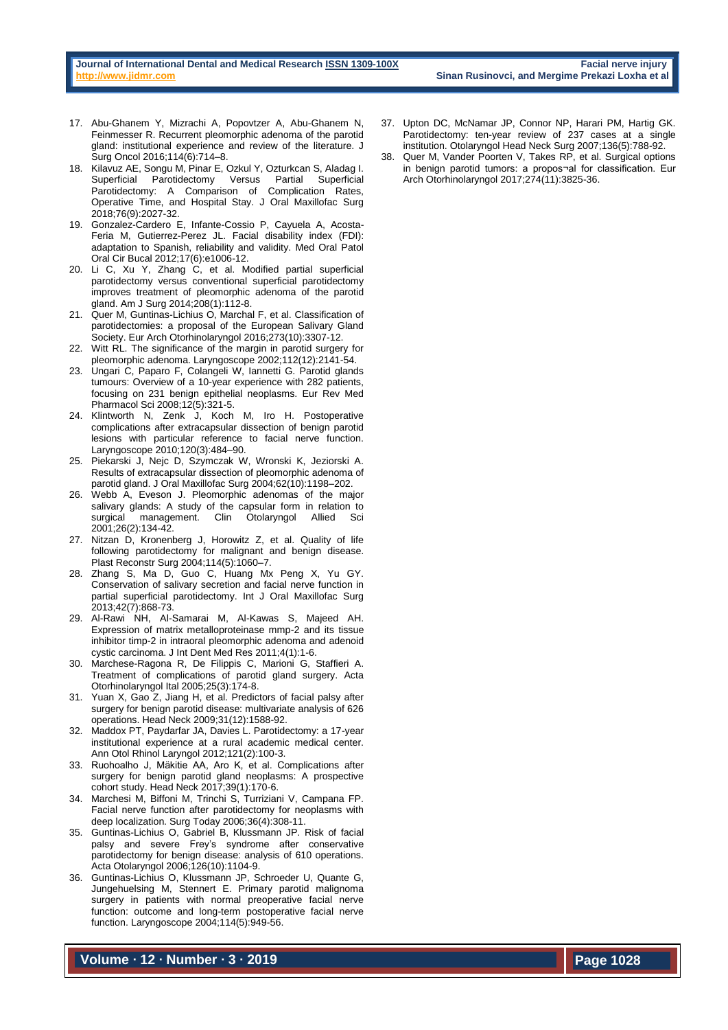17. Abu-Ghanem Y, Mizrachi A, Popovtzer A, Abu-Ghanem N, Feinmesser R. Recurrent pleomorphic adenoma of the parotid gland: institutional experience and review of the literature. J Surg Oncol 2016;114(6):714–8.
18. Kilavuz AE, Songu M, Pinar E, Ozkul Y, Ozturkcan S, Aladag I. Superficial Parotidectomy Versus Partial Superficial Parotidectomy: A Comparison of Complication Rates, Operative Time, and Hospital Stay. J Oral Maxillofac Surg 2018;76(9):2027-32.
19. Gonzalez-Cardero E, Infante-Cossio P, Cayuela A, Acosta-Feria M, Gutierrez-Perez JL. Facial disability index (FDI): adaptation to Spanish, reliability and validity. Med Oral Patol Oral Cir Bucal 2012;17(6):e1006-12.
20. Li C, Xu Y, Zhang C, et al. Modified partial superficial parotidectomy versus conventional superficial parotidectomy improves treatment of pleomorphic adenoma of the parotid gland. Am J Surg 2014;208(1):112-8.
21. Quer M, Guntinas-Lichius O, Marchal F, et al. Classification of parotidectomies: a proposal of the European Salivary Gland Society. Eur Arch Otorhinolaryngol 2016;273(10):3307-12.
22. Witt RL. The significance of the margin in parotid surgery for pleomorphic adenoma. Laryngoscope 2002;112(12):2141-54.
23. Ungari C, Paparo F, Colangeli W, Iannetti G. Parotid glands tumours: Overview of a 10-year experience with 282 patients, focusing on 231 benign epithelial neoplasms. Eur Rev Med Pharmacol Sci 2008;12(5):321-5.
24. Klintworth N, Zenk J, Koch M, Iro H. Postoperative complications after extracapsular dissection of benign parotid lesions with particular reference to facial nerve function. Laryngoscope 2010;120(3):484–90.
25. Piekarski J, Nejc D, Szymczak W, Wronski K, Jeziorski A. Results of extracapsular dissection of pleomorphic adenoma of parotid gland. J Oral Maxillofac Surg 2004;62(10):1198–202.
26. Webb A, Eveson J. Pleomorphic adenomas of the major salivary glands: A study of the capsular form in relation to surgical management. Clin Otolaryngol Allied Sci 2001;26(2):134-42.
27. Nitzan D, Kronenberg J, Horowitz Z, et al. Quality of life following parotidectomy for malignant and benign disease. Plast Reconstr Surg 2004;114(5):1060–7.
28. Zhang S, Ma D, Guo C, Huang Mx Peng X, Yu GY. Conservation of salivary secretion and facial nerve function in partial superficial parotidectomy. Int J Oral Maxillofac Surg 2013;42(7):868-73.
29. Al-Rawi NH, Al-Samarai M, Al-Kawas S, Majeed AH. Expression of matrix metalloproteinase mmp-2 and its tissue inhibitor timp-2 in intraoral pleomorphic adenoma and adenoid cystic carcinoma. J Int Dent Med Res 2011;4(1):1-6.
30. Marchese-Ragona R, De Filippis C, Marioni G, Staffieri A. Treatment of complications of parotid gland surgery. Acta Otorhinolaryngol Ital 2005;25(3):174-8.
31. Yuan X, Gao Z, Jiang H, et al. Predictors of facial palsy after surgery for benign parotid disease: multivariate analysis of 626 operations. Head Neck 2009;31(12):1588-92.
32. Maddox PT, Paydarfar JA, Davies L. Parotidectomy: a 17-year institutional experience at a rural academic medical center. Ann Otol Rhinol Laryngol 2012;121(2):100-3.
33. Ruohoalho J, Mäkitie AA, Aro K, et al. Complications after surgery for benign parotid gland neoplasms: A prospective cohort study. Head Neck 2017;39(1):170-6.
34. Marchesi M, Biffoni M, Trinchi S, Turriziani V, Campana FP. Facial nerve function after parotidectomy for neoplasms with deep localization. Surg Today 2006;36(4):308-11.
35. Guntinas-Lichius O, Gabriel B, Klussmann JP. Risk of facial palsy and severe Frey's syndrome after conservative parotidectomy for benign disease: analysis of 610 operations. Acta Otolaryngol 2006;126(10):1104-9.
36. Guntinas-Lichius O, Klussmann JP, Schroeder U, Quante G, Jungehuelsing M, Stennert E. Primary parotid malignoma surgery in patients with normal preoperative facial nerve function: outcome and long-term postoperative facial nerve function. Laryngoscope 2004;114(5):949-56.
37. Upton DC, McNamar JP, Connor NP, Harari PM, Hartig GK. Parotidectomy: ten-year review of 237 cases at a single institution. Otolaryngol Head Neck Surg 2007;136(5):788-92.
38. Quer M, Vander Poorten V, Takes RP, et al. Surgical options in benign parotid tumors: a propos¬al for classification. Eur Arch Otorhinolaryngol 2017;274(11):3825-36.